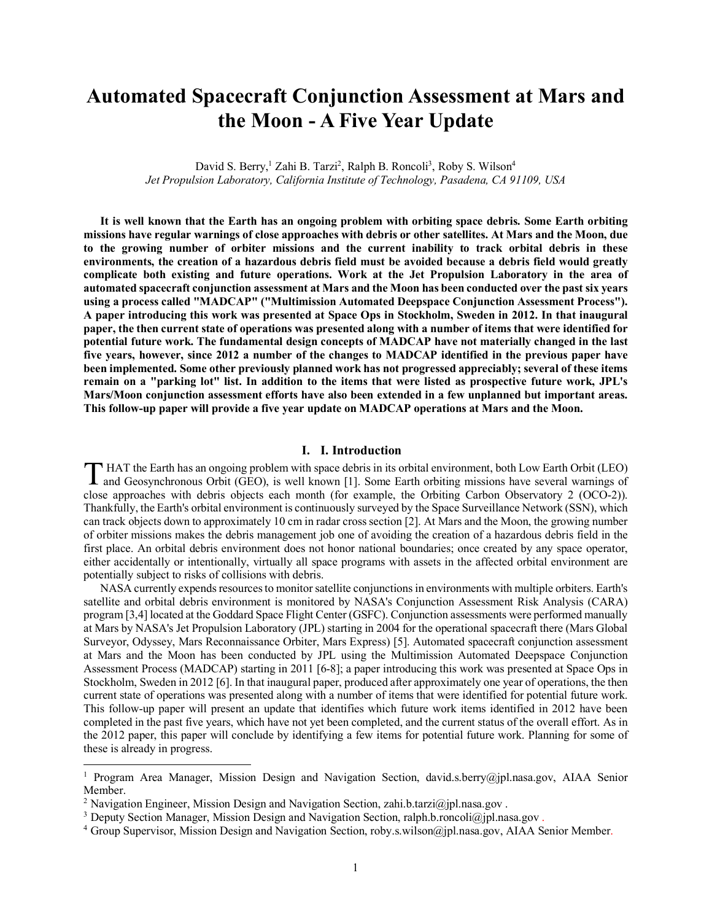# Automated Spacecraft Conjunction Assessment at Mars and the Moon - A Five Year Update

David S. Berry,[1] Zahi B. Tarzi[2], Ralph B. Roncoli[3], Roby S. Wilson[4]

*Jet Propulsion Laboratory, California Institute of Technology, Pasadena, CA 91109, USA*

**It is well known that the Earth has an ongoing problem with orbiting space debris. Some Earth orbiting missions have regular warnings of close approaches with debris or other satellites. At Mars and the Moon, due to the growing number of orbiter missions and the current inability to track orbital debris in these environments, the creation of a hazardous debris field must be avoided because a debris field would greatly complicate both existing and future operations. Work at the Jet Propulsion Laboratory in the area of automated spacecraft conjunction assessment at Mars and the Moon has been conducted over the past six years using a process called "MADCAP" ("Multimission Automated Deepspace Conjunction Assessment Process"). A paper introducing this work was presented at Space Ops in Stockholm, Sweden in 2012. In that inaugural paper, the then current state of operations was presented along with a number of items that were identified for potential future work. The fundamental design concepts of MADCAP have not materially changed in the last five years, however, since 2012 a number of the changes to MADCAP identified in the previous paper have been implemented. Some other previously planned work has not progressed appreciably; several of these items remain on a "parking lot" list. In addition to the items that were listed as prospective future work, JPL's Mars/Moon conjunction assessment efforts have also been extended in a few unplanned but important areas. This follow-up paper will provide a five year update on MADCAP operations at Mars and the Moon.**

## I. I. Introduction

THAT the Earth has an ongoing problem with space debris in its orbital environment, both Low Earth Orbit (LEO) and Geosynchronous Orbit (GEO), is well known [1]. Some Earth orbiting missions have several warnings of close approaches with debris objects each month (for example, the Orbiting Carbon Observatory 2 (OCO-2)). Thankfully, the Earth's orbital environment is continuously surveyed by the Space Surveillance Network (SSN), which can track objects down to approximately 10 cm in radar cross section [2]. At Mars and the Moon, the growing number of orbiter missions makes the debris management job one of avoiding the creation of a hazardous debris field in the first place. An orbital debris environment does not honor national boundaries; once created by any space operator, either accidentally or intentionally, virtually all space programs with assets in the affected orbital environment are potentially subject to risks of collisions with debris.

NASA currently expends resources to monitor satellite conjunctions in environments with multiple orbiters. Earth's satellite and orbital debris environment is monitored by NASA's Conjunction Assessment Risk Analysis (CARA) program [3,4] located at the Goddard Space Flight Center (GSFC). Conjunction assessments were performed manually at Mars by NASA's Jet Propulsion Laboratory (JPL) starting in 2004 for the operational spacecraft there (Mars Global Surveyor, Odyssey, Mars Reconnaissance Orbiter, Mars Express) [5]. Automated spacecraft conjunction assessment at Mars and the Moon has been conducted by JPL using the Multimission Automated Deepspace Conjunction Assessment Process (MADCAP) starting in 2011 [6-8]; a paper introducing this work was presented at Space Ops in Stockholm, Sweden in 2012 [6]. In that inaugural paper, produced after approximately one year of operations, the then current state of operations was presented along with a number of items that were identified for potential future work. This follow-up paper will present an update that identifies which future work items identified in 2012 have been completed in the past five years, which have not yet been completed, and the current status of the overall effort. As in the 2012 paper, this paper will conclude by identifying a few items for potential future work. Planning for some of these is already in progress.

---

[1] Program Area Manager, Mission Design and Navigation Section, david.s.berry@jpl.nasa.gov, AIAA Senior Member.

[2] Navigation Engineer, Mission Design and Navigation Section, zahi.b.tarzi@jpl.nasa.gov .

[3] Deputy Section Manager, Mission Design and Navigation Section, ralph.b.roncoli@jpl.nasa.gov .

[4] Group Supervisor, Mission Design and Navigation Section, roby.s.wilson@jpl.nasa.gov, AIAA Senior Member.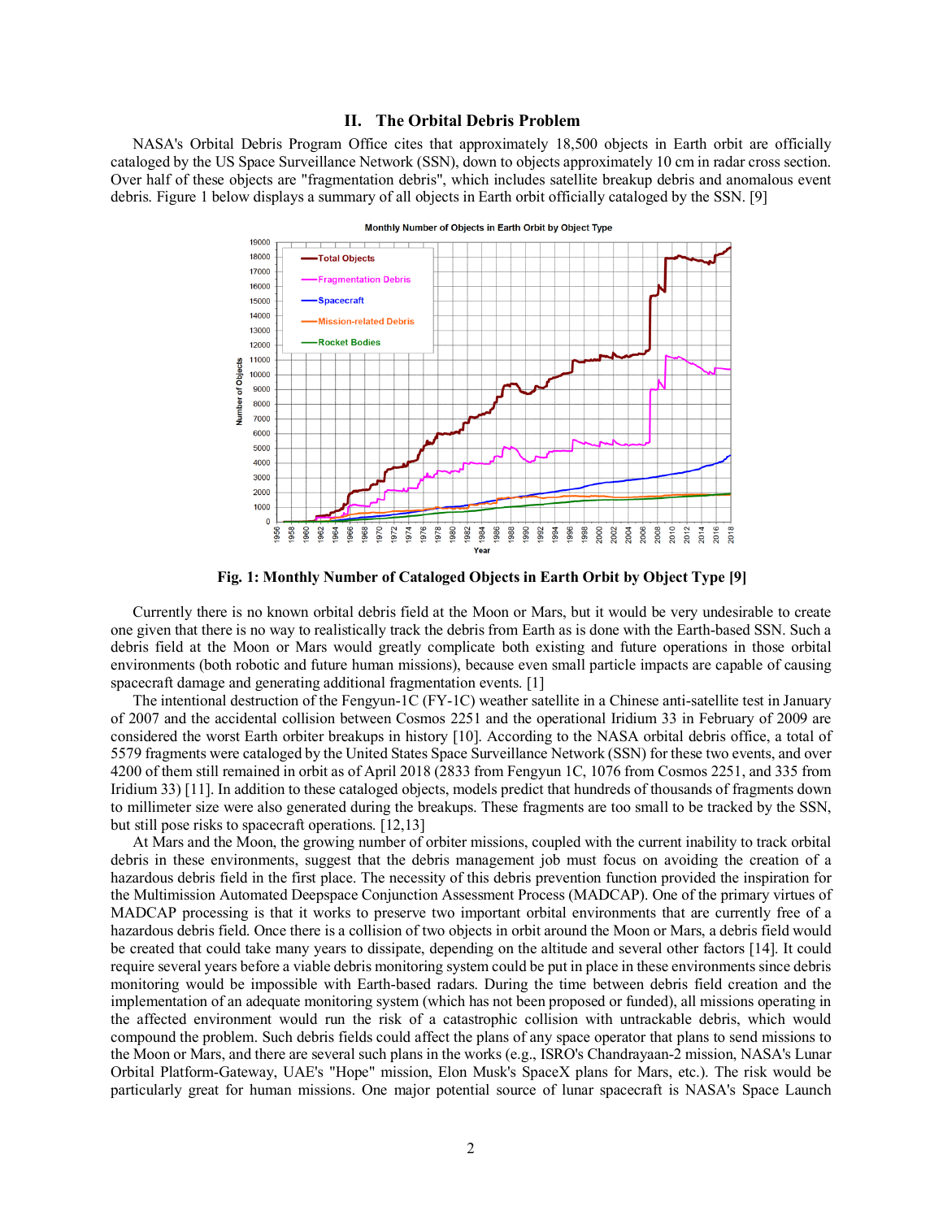## II. The Orbital Debris Problem

NASA's Orbital Debris Program Office cites that approximately 18,500 objects in Earth orbit are officially cataloged by the US Space Surveillance Network (SSN), down to objects approximately 10 cm in radar cross section. Over half of these objects are "fragmentation debris", which includes satellite breakup debris and anomalous event debris. Figure 1 below displays a summary of all objects in Earth orbit officially cataloged by the SSN. [9]

**Fig. 1: Monthly Number of Cataloged Objects in Earth Orbit by Object Type [9]**

Currently there is no known orbital debris field at the Moon or Mars, but it would be very undesirable to create one given that there is no way to realistically track the debris from Earth as is done with the Earth-based SSN. Such a debris field at the Moon or Mars would greatly complicate both existing and future operations in those orbital environments (both robotic and future human missions), because even small particle impacts are capable of causing spacecraft damage and generating additional fragmentation events. [1]

The intentional destruction of the Fengyun-1C (FY-1C) weather satellite in a Chinese anti-satellite test in January of 2007 and the accidental collision between Cosmos 2251 and the operational Iridium 33 in February of 2009 are considered the worst Earth orbiter breakups in history [10]. According to the NASA orbital debris office, a total of 5579 fragments were cataloged by the United States Space Surveillance Network (SSN) for these two events, and over 4200 of them still remained in orbit as of April 2018 (2833 from Fengyun 1C, 1076 from Cosmos 2251, and 335 from Iridium 33) [11]. In addition to these cataloged objects, models predict that hundreds of thousands of fragments down to millimeter size were also generated during the breakups. These fragments are too small to be tracked by the SSN, but still pose risks to spacecraft operations. [12,13]

At Mars and the Moon, the growing number of orbiter missions, coupled with the current inability to track orbital debris in these environments, suggest that the debris management job must focus on avoiding the creation of a hazardous debris field in the first place. The necessity of this debris prevention function provided the inspiration for the Multimission Automated Deepspace Conjunction Assessment Process (MADCAP). One of the primary virtues of MADCAP processing is that it works to preserve two important orbital environments that are currently free of a hazardous debris field. Once there is a collision of two objects in orbit around the Moon or Mars, a debris field would be created that could take many years to dissipate, depending on the altitude and several other factors [14]. It could require several years before a viable debris monitoring system could be put in place in these environments since debris monitoring would be impossible with Earth-based radars. During the time between debris field creation and the implementation of an adequate monitoring system (which has not been proposed or funded), all missions operating in the affected environment would run the risk of a catastrophic collision with untrackable debris, which would compound the problem. Such debris fields could affect the plans of any space operator that plans to send missions to the Moon or Mars, and there are several such plans in the works (e.g., ISRO's Chandrayaan-2 mission, NASA's Lunar Orbital Platform-Gateway, UAE's "Hope" mission, Elon Musk's SpaceX plans for Mars, etc.). The risk would be particularly great for human missions. One major potential source of lunar spacecraft is NASA's Space Launch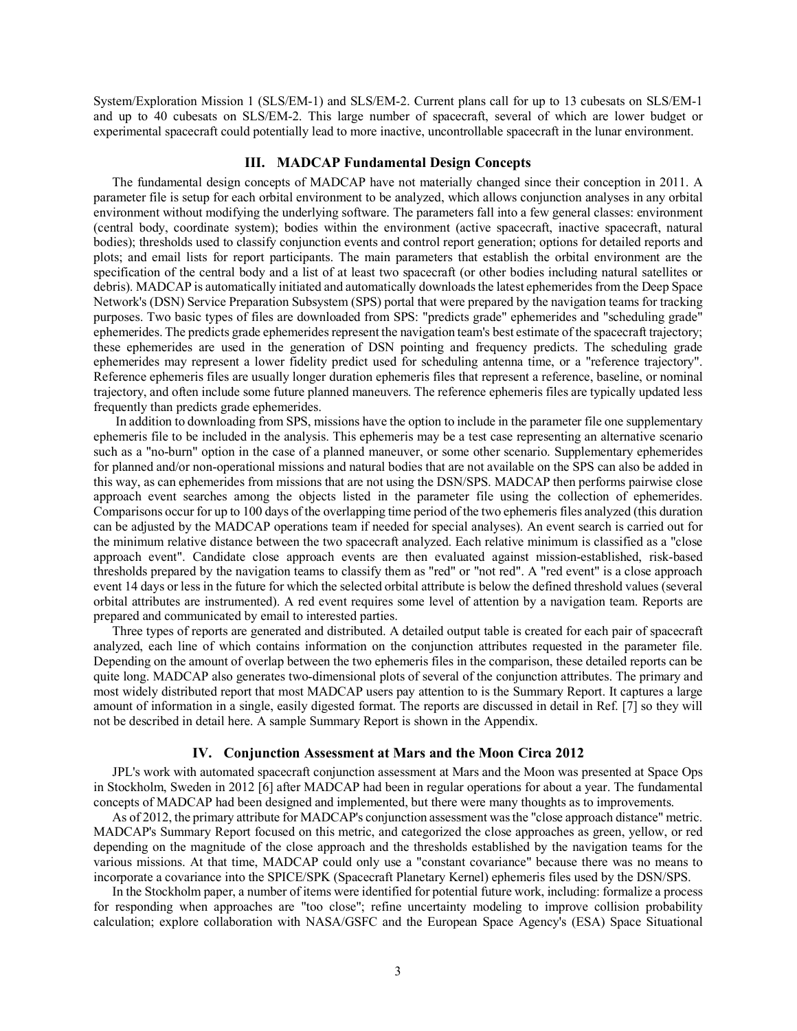System/Exploration Mission 1 (SLS/EM-1) and SLS/EM-2. Current plans call for up to 13 cubesats on SLS/EM-1 and up to 40 cubesats on SLS/EM-2. This large number of spacecraft, several of which are lower budget or experimental spacecraft could potentially lead to more inactive, uncontrollable spacecraft in the lunar environment.

## III. MADCAP Fundamental Design Concepts

The fundamental design concepts of MADCAP have not materially changed since their conception in 2011. A parameter file is setup for each orbital environment to be analyzed, which allows conjunction analyses in any orbital environment without modifying the underlying software. The parameters fall into a few general classes: environment (central body, coordinate system); bodies within the environment (active spacecraft, inactive spacecraft, natural bodies); thresholds used to classify conjunction events and control report generation; options for detailed reports and plots; and email lists for report participants. The main parameters that establish the orbital environment are the specification of the central body and a list of at least two spacecraft (or other bodies including natural satellites or debris). MADCAP is automatically initiated and automatically downloads the latest ephemerides from the Deep Space Network's (DSN) Service Preparation Subsystem (SPS) portal that were prepared by the navigation teams for tracking purposes. Two basic types of files are downloaded from SPS: "predicts grade" ephemerides and "scheduling grade" ephemerides. The predicts grade ephemerides represent the navigation team's best estimate of the spacecraft trajectory; these ephemerides are used in the generation of DSN pointing and frequency predicts. The scheduling grade ephemerides may represent a lower fidelity predict used for scheduling antenna time, or a "reference trajectory". Reference ephemeris files are usually longer duration ephemeris files that represent a reference, baseline, or nominal trajectory, and often include some future planned maneuvers. The reference ephemeris files are typically updated less frequently than predicts grade ephemerides.

In addition to downloading from SPS, missions have the option to include in the parameter file one supplementary ephemeris file to be included in the analysis. This ephemeris may be a test case representing an alternative scenario such as a "no-burn" option in the case of a planned maneuver, or some other scenario. Supplementary ephemerides for planned and/or non-operational missions and natural bodies that are not available on the SPS can also be added in this way, as can ephemerides from missions that are not using the DSN/SPS. MADCAP then performs pairwise close approach event searches among the objects listed in the parameter file using the collection of ephemerides. Comparisons occur for up to 100 days of the overlapping time period of the two ephemeris files analyzed (this duration can be adjusted by the MADCAP operations team if needed for special analyses). An event search is carried out for the minimum relative distance between the two spacecraft analyzed. Each relative minimum is classified as a "close approach event". Candidate close approach events are then evaluated against mission-established, risk-based thresholds prepared by the navigation teams to classify them as "red" or "not red". A "red event" is a close approach event 14 days or less in the future for which the selected orbital attribute is below the defined threshold values (several orbital attributes are instrumented). A red event requires some level of attention by a navigation team. Reports are prepared and communicated by email to interested parties.

Three types of reports are generated and distributed. A detailed output table is created for each pair of spacecraft analyzed, each line of which contains information on the conjunction attributes requested in the parameter file. Depending on the amount of overlap between the two ephemeris files in the comparison, these detailed reports can be quite long. MADCAP also generates two-dimensional plots of several of the conjunction attributes. The primary and most widely distributed report that most MADCAP users pay attention to is the Summary Report. It captures a large amount of information in a single, easily digested format. The reports are discussed in detail in Ref. [7] so they will not be described in detail here. A sample Summary Report is shown in the Appendix.

## IV. Conjunction Assessment at Mars and the Moon Circa 2012

JPL's work with automated spacecraft conjunction assessment at Mars and the Moon was presented at Space Ops in Stockholm, Sweden in 2012 [6] after MADCAP had been in regular operations for about a year. The fundamental concepts of MADCAP had been designed and implemented, but there were many thoughts as to improvements.

As of 2012, the primary attribute for MADCAP's conjunction assessment was the "close approach distance" metric. MADCAP's Summary Report focused on this metric, and categorized the close approaches as green, yellow, or red depending on the magnitude of the close approach and the thresholds established by the navigation teams for the various missions. At that time, MADCAP could only use a "constant covariance" because there was no means to incorporate a covariance into the SPICE/SPK (Spacecraft Planetary Kernel) ephemeris files used by the DSN/SPS.

In the Stockholm paper, a number of items were identified for potential future work, including: formalize a process for responding when approaches are "too close"; refine uncertainty modeling to improve collision probability calculation; explore collaboration with NASA/GSFC and the European Space Agency's (ESA) Space Situational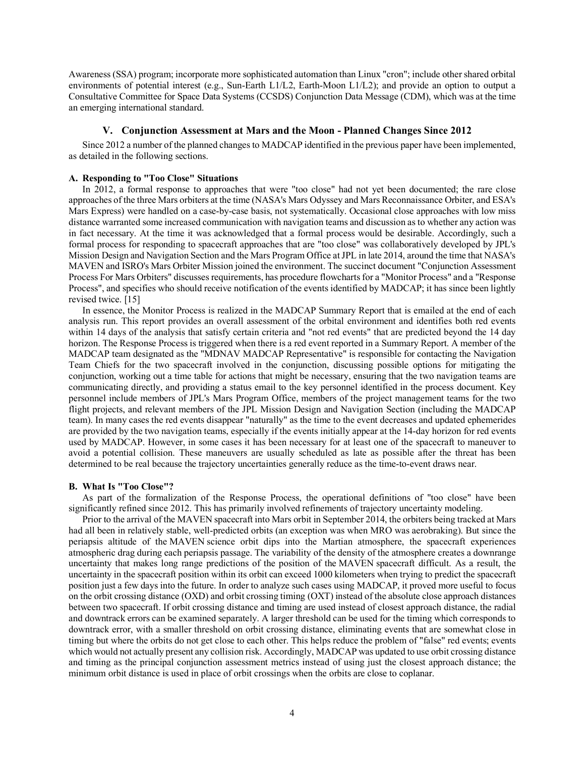Awareness (SSA) program; incorporate more sophisticated automation than Linux "cron"; include other shared orbital environments of potential interest (e.g., Sun-Earth L1/L2, Earth-Moon L1/L2); and provide an option to output a Consultative Committee for Space Data Systems (CCSDS) Conjunction Data Message (CDM), which was at the time an emerging international standard.

## V. Conjunction Assessment at Mars and the Moon - Planned Changes Since 2012

Since 2012 a number of the planned changes to MADCAP identified in the previous paper have been implemented, as detailed in the following sections.

### A. Responding to "Too Close" Situations

In 2012, a formal response to approaches that were "too close" had not yet been documented; the rare close approaches of the three Mars orbiters at the time (NASA's Mars Odyssey and Mars Reconnaissance Orbiter, and ESA's Mars Express) were handled on a case-by-case basis, not systematically. Occasional close approaches with low miss distance warranted some increased communication with navigation teams and discussion as to whether any action was in fact necessary. At the time it was acknowledged that a formal process would be desirable. Accordingly, such a formal process for responding to spacecraft approaches that are "too close" was collaboratively developed by JPL's Mission Design and Navigation Section and the Mars Program Office at JPL in late 2014, around the time that NASA's MAVEN and ISRO's Mars Orbiter Mission joined the environment. The succinct document "Conjunction Assessment Process For Mars Orbiters" discusses requirements, has procedure flowcharts for a "Monitor Process" and a "Response Process", and specifies who should receive notification of the events identified by MADCAP; it has since been lightly revised twice. [15]

In essence, the Monitor Process is realized in the MADCAP Summary Report that is emailed at the end of each analysis run. This report provides an overall assessment of the orbital environment and identifies both red events within 14 days of the analysis that satisfy certain criteria and "not red events" that are predicted beyond the 14 day horizon. The Response Process is triggered when there is a red event reported in a Summary Report. A member of the MADCAP team designated as the "MDNAV MADCAP Representative" is responsible for contacting the Navigation Team Chiefs for the two spacecraft involved in the conjunction, discussing possible options for mitigating the conjunction, working out a time table for actions that might be necessary, ensuring that the two navigation teams are communicating directly, and providing a status email to the key personnel identified in the process document. Key personnel include members of JPL's Mars Program Office, members of the project management teams for the two flight projects, and relevant members of the JPL Mission Design and Navigation Section (including the MADCAP team). In many cases the red events disappear "naturally" as the time to the event decreases and updated ephemerides are provided by the two navigation teams, especially if the events initially appear at the 14-day horizon for red events used by MADCAP. However, in some cases it has been necessary for at least one of the spacecraft to maneuver to avoid a potential collision. These maneuvers are usually scheduled as late as possible after the threat has been determined to be real because the trajectory uncertainties generally reduce as the time-to-event draws near.

### B. What Is "Too Close"?

As part of the formalization of the Response Process, the operational definitions of "too close" have been significantly refined since 2012. This has primarily involved refinements of trajectory uncertainty modeling.

Prior to the arrival of the MAVEN spacecraft into Mars orbit in September 2014, the orbiters being tracked at Mars had all been in relatively stable, well-predicted orbits (an exception was when MRO was aerobraking). But since the periapsis altitude of the MAVEN science orbit dips into the Martian atmosphere, the spacecraft experiences atmospheric drag during each periapsis passage. The variability of the density of the atmosphere creates a downrange uncertainty that makes long range predictions of the position of the MAVEN spacecraft difficult. As a result, the uncertainty in the spacecraft position within its orbit can exceed 1000 kilometers when trying to predict the spacecraft position just a few days into the future. In order to analyze such cases using MADCAP, it proved more useful to focus on the orbit crossing distance (OXD) and orbit crossing timing (OXT) instead of the absolute close approach distances between two spacecraft. If orbit crossing distance and timing are used instead of closest approach distance, the radial and downtrack errors can be examined separately. A larger threshold can be used for the timing which corresponds to downtrack error, with a smaller threshold on orbit crossing distance, eliminating events that are somewhat close in timing but where the orbits do not get close to each other. This helps reduce the problem of "false" red events; events which would not actually present any collision risk. Accordingly, MADCAP was updated to use orbit crossing distance and timing as the principal conjunction assessment metrics instead of using just the closest approach distance; the minimum orbit distance is used in place of orbit crossings when the orbits are close to coplanar.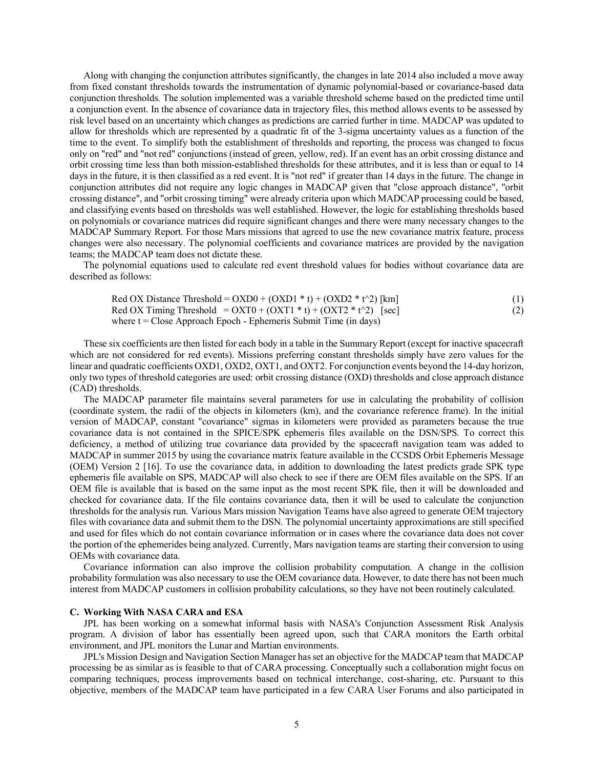Along with changing the conjunction attributes significantly, the changes in late 2014 also included a move away from fixed constant thresholds towards the instrumentation of dynamic polynomial-based or covariance-based data conjunction thresholds. The solution implemented was a variable threshold scheme based on the predicted time until a conjunction event. In the absence of covariance data in trajectory files, this method allows events to be assessed by risk level based on an uncertainty which changes as predictions are carried further in time. MADCAP was updated to allow for thresholds which are represented by a quadratic fit of the 3-sigma uncertainty values as a function of the time to the event. To simplify both the establishment of thresholds and reporting, the process was changed to focus only on "red" and "not red" conjunctions (instead of green, yellow, red). If an event has an orbit crossing distance and orbit crossing time less than both mission-established thresholds for these attributes, and it is less than or equal to 14 days in the future, it is then classified as a red event. It is "not red" if greater than 14 days in the future. The change in conjunction attributes did not require any logic changes in MADCAP given that "close approach distance", "orbit crossing distance", and "orbit crossing timing" were already criteria upon which MADCAP processing could be based, and classifying events based on thresholds was well established. However, the logic for establishing thresholds based on polynomials or covariance matrices did require significant changes and there were many necessary changes to the MADCAP Summary Report. For those Mars missions that agreed to use the new covariance matrix feature, process changes were also necessary. The polynomial coefficients and covariance matrices are provided by the navigation teams; the MADCAP team does not dictate these.

The polynomial equations used to calculate red event threshold values for bodies without covariance data are described as follows:

$$\text{Red OX Distance Threshold} = OXD0 + (OXD1 * t) + (OXD2 * t^2) \text{ [km]} \tag{1}$$

$$\text{Red OX Timing Threshold} = OXT0 + (OXT1 * t) + (OXT2 * t^2) \text{ [sec]} \tag{2}$$

where t = Close Approach Epoch - Ephemeris Submit Time (in days)

These six coefficients are then listed for each body in a table in the Summary Report (except for inactive spacecraft which are not considered for red events). Missions preferring constant thresholds simply have zero values for the linear and quadratic coefficients OXD1, OXD2, OXT1, and OXT2. For conjunction events beyond the 14-day horizon, only two types of threshold categories are used: orbit crossing distance (OXD) thresholds and close approach distance (CAD) thresholds.

The MADCAP parameter file maintains several parameters for use in calculating the probability of collision (coordinate system, the radii of the objects in kilometers (km), and the covariance reference frame). In the initial version of MADCAP, constant "covariance" sigmas in kilometers were provided as parameters because the true covariance data is not contained in the SPICE/SPK ephemeris files available on the DSN/SPS. To correct this deficiency, a method of utilizing true covariance data provided by the spacecraft navigation team was added to MADCAP in summer 2015 by using the covariance matrix feature available in the CCSDS Orbit Ephemeris Message (OEM) Version 2 [16]. To use the covariance data, in addition to downloading the latest predicts grade SPK type ephemeris file available on SPS, MADCAP will also check to see if there are OEM files available on the SPS. If an OEM file is available that is based on the same input as the most recent SPK file, then it will be downloaded and checked for covariance data. If the file contains covariance data, then it will be used to calculate the conjunction thresholds for the analysis run. Various Mars mission Navigation Teams have also agreed to generate OEM trajectory files with covariance data and submit them to the DSN. The polynomial uncertainty approximations are still specified and used for files which do not contain covariance information or in cases where the covariance data does not cover the portion of the ephemerides being analyzed. Currently, Mars navigation teams are starting their conversion to using OEMs with covariance data.

Covariance information can also improve the collision probability computation. A change in the collision probability formulation was also necessary to use the OEM covariance data. However, to date there has not been much interest from MADCAP customers in collision probability calculations, so they have not been routinely calculated.

### C. Working With NASA CARA and ESA

JPL has been working on a somewhat informal basis with NASA's Conjunction Assessment Risk Analysis program. A division of labor has essentially been agreed upon, such that CARA monitors the Earth orbital environment, and JPL monitors the Lunar and Martian environments.

JPL's Mission Design and Navigation Section Manager has set an objective for the MADCAP team that MADCAP processing be as similar as is feasible to that of CARA processing. Conceptually such a collaboration might focus on comparing techniques, process improvements based on technical interchange, cost-sharing, etc. Pursuant to this objective, members of the MADCAP team have participated in a few CARA User Forums and also participated in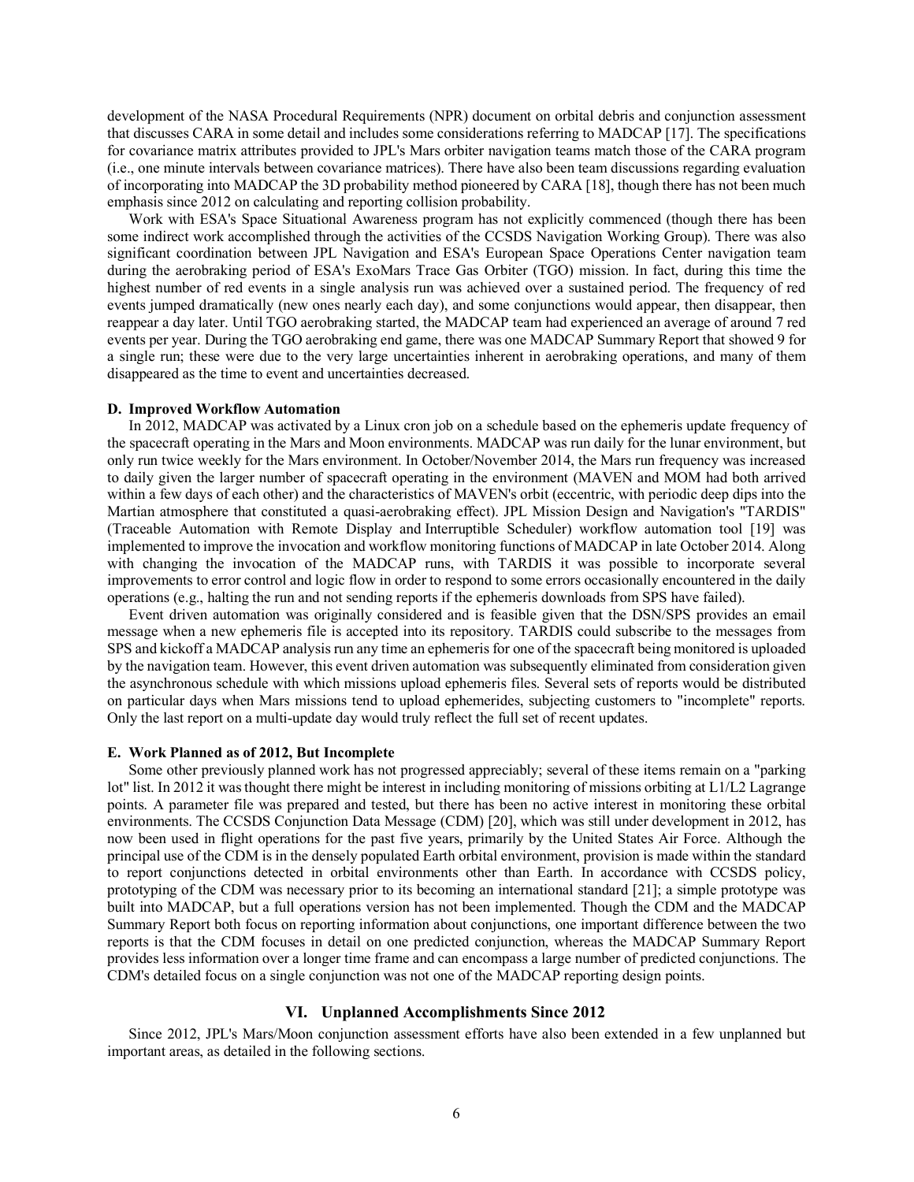development of the NASA Procedural Requirements (NPR) document on orbital debris and conjunction assessment that discusses CARA in some detail and includes some considerations referring to MADCAP [17]. The specifications for covariance matrix attributes provided to JPL's Mars orbiter navigation teams match those of the CARA program (i.e., one minute intervals between covariance matrices). There have also been team discussions regarding evaluation of incorporating into MADCAP the 3D probability method pioneered by CARA [18], though there has not been much emphasis since 2012 on calculating and reporting collision probability.

Work with ESA's Space Situational Awareness program has not explicitly commenced (though there has been some indirect work accomplished through the activities of the CCSDS Navigation Working Group). There was also significant coordination between JPL Navigation and ESA's European Space Operations Center navigation team during the aerobraking period of ESA's ExoMars Trace Gas Orbiter (TGO) mission. In fact, during this time the highest number of red events in a single analysis run was achieved over a sustained period. The frequency of red events jumped dramatically (new ones nearly each day), and some conjunctions would appear, then disappear, then reappear a day later. Until TGO aerobraking started, the MADCAP team had experienced an average of around 7 red events per year. During the TGO aerobraking end game, there was one MADCAP Summary Report that showed 9 for a single run; these were due to the very large uncertainties inherent in aerobraking operations, and many of them disappeared as the time to event and uncertainties decreased.

#### D. Improved Workflow Automation

In 2012, MADCAP was activated by a Linux cron job on a schedule based on the ephemeris update frequency of the spacecraft operating in the Mars and Moon environments. MADCAP was run daily for the lunar environment, but only run twice weekly for the Mars environment. In October/November 2014, the Mars run frequency was increased to daily given the larger number of spacecraft operating in the environment (MAVEN and MOM had both arrived within a few days of each other) and the characteristics of MAVEN's orbit (eccentric, with periodic deep dips into the Martian atmosphere that constituted a quasi-aerobraking effect). JPL Mission Design and Navigation's "TARDIS" (Traceable Automation with Remote Display and Interruptible Scheduler) workflow automation tool [19] was implemented to improve the invocation and workflow monitoring functions of MADCAP in late October 2014. Along with changing the invocation of the MADCAP runs, with TARDIS it was possible to incorporate several improvements to error control and logic flow in order to respond to some errors occasionally encountered in the daily operations (e.g., halting the run and not sending reports if the ephemeris downloads from SPS have failed).

Event driven automation was originally considered and is feasible given that the DSN/SPS provides an email message when a new ephemeris file is accepted into its repository. TARDIS could subscribe to the messages from SPS and kickoff a MADCAP analysis run any time an ephemeris for one of the spacecraft being monitored is uploaded by the navigation team. However, this event driven automation was subsequently eliminated from consideration given the asynchronous schedule with which missions upload ephemeris files. Several sets of reports would be distributed on particular days when Mars missions tend to upload ephemerides, subjecting customers to "incomplete" reports. Only the last report on a multi-update day would truly reflect the full set of recent updates.

#### E. Work Planned as of 2012, But Incomplete

Some other previously planned work has not progressed appreciably; several of these items remain on a "parking lot" list. In 2012 it was thought there might be interest in including monitoring of missions orbiting at L1/L2 Lagrange points. A parameter file was prepared and tested, but there has been no active interest in monitoring these orbital environments. The CCSDS Conjunction Data Message (CDM) [20], which was still under development in 2012, has now been used in flight operations for the past five years, primarily by the United States Air Force. Although the principal use of the CDM is in the densely populated Earth orbital environment, provision is made within the standard to report conjunctions detected in orbital environments other than Earth. In accordance with CCSDS policy, prototyping of the CDM was necessary prior to its becoming an international standard [21]; a simple prototype was built into MADCAP, but a full operations version has not been implemented. Though the CDM and the MADCAP Summary Report both focus on reporting information about conjunctions, one important difference between the two reports is that the CDM focuses in detail on one predicted conjunction, whereas the MADCAP Summary Report provides less information over a longer time frame and can encompass a large number of predicted conjunctions. The CDM's detailed focus on a single conjunction was not one of the MADCAP reporting design points.

## VI. Unplanned Accomplishments Since 2012

Since 2012, JPL's Mars/Moon conjunction assessment efforts have also been extended in a few unplanned but important areas, as detailed in the following sections.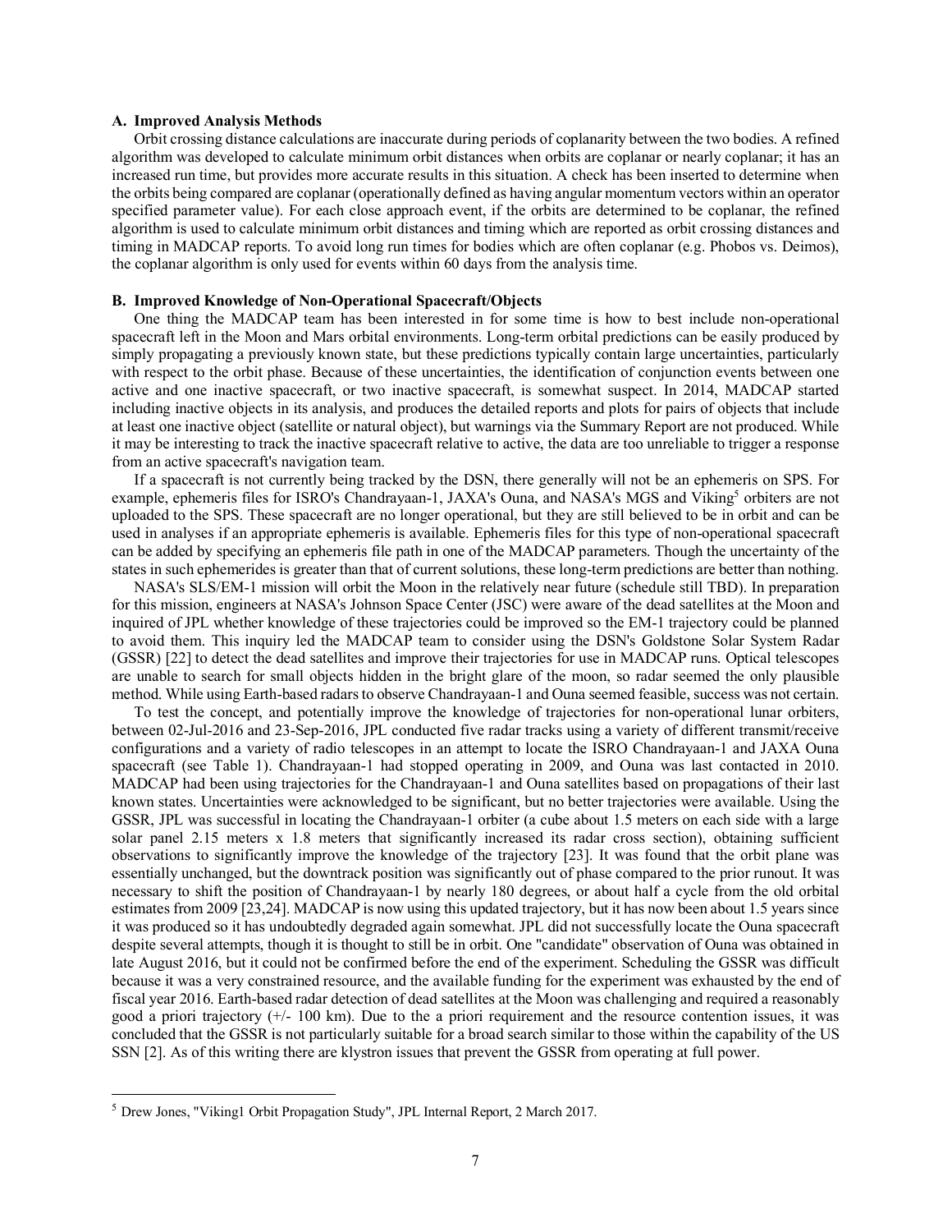### A. Improved Analysis Methods

Orbit crossing distance calculations are inaccurate during periods of coplanarity between the two bodies. A refined algorithm was developed to calculate minimum orbit distances when orbits are coplanar or nearly coplanar; it has an increased run time, but provides more accurate results in this situation. A check has been inserted to determine when the orbits being compared are coplanar (operationally defined as having angular momentum vectors within an operator specified parameter value). For each close approach event, if the orbits are determined to be coplanar, the refined algorithm is used to calculate minimum orbit distances and timing which are reported as orbit crossing distances and timing in MADCAP reports. To avoid long run times for bodies which are often coplanar (e.g. Phobos vs. Deimos), the coplanar algorithm is only used for events within 60 days from the analysis time.

### B. Improved Knowledge of Non-Operational Spacecraft/Objects

One thing the MADCAP team has been interested in for some time is how to best include non-operational spacecraft left in the Moon and Mars orbital environments. Long-term orbital predictions can be easily produced by simply propagating a previously known state, but these predictions typically contain large uncertainties, particularly with respect to the orbit phase. Because of these uncertainties, the identification of conjunction events between one active and one inactive spacecraft, or two inactive spacecraft, is somewhat suspect. In 2014, MADCAP started including inactive objects in its analysis, and produces the detailed reports and plots for pairs of objects that include at least one inactive object (satellite or natural object), but warnings via the Summary Report are not produced. While it may be interesting to track the inactive spacecraft relative to active, the data are too unreliable to trigger a response from an active spacecraft's navigation team.

If a spacecraft is not currently being tracked by the DSN, there generally will not be an ephemeris on SPS. For example, ephemeris files for ISRO's Chandrayaan-1, JAXA's Ouna, and NASA's MGS and Viking[5] orbiters are not uploaded to the SPS. These spacecraft are no longer operational, but they are still believed to be in orbit and can be used in analyses if an appropriate ephemeris is available. Ephemeris files for this type of non-operational spacecraft can be added by specifying an ephemeris file path in one of the MADCAP parameters. Though the uncertainty of the states in such ephemerides is greater than that of current solutions, these long-term predictions are better than nothing.

NASA's SLS/EM-1 mission will orbit the Moon in the relatively near future (schedule still TBD). In preparation for this mission, engineers at NASA's Johnson Space Center (JSC) were aware of the dead satellites at the Moon and inquired of JPL whether knowledge of these trajectories could be improved so the EM-1 trajectory could be planned to avoid them. This inquiry led the MADCAP team to consider using the DSN's Goldstone Solar System Radar (GSSR) [22] to detect the dead satellites and improve their trajectories for use in MADCAP runs. Optical telescopes are unable to search for small objects hidden in the bright glare of the moon, so radar seemed the only plausible method. While using Earth-based radars to observe Chandrayaan-1 and Ouna seemed feasible, success was not certain.

To test the concept, and potentially improve the knowledge of trajectories for non-operational lunar orbiters, between 02-Jul-2016 and 23-Sep-2016, JPL conducted five radar tracks using a variety of different transmit/receive configurations and a variety of radio telescopes in an attempt to locate the ISRO Chandrayaan-1 and JAXA Ouna spacecraft (see Table 1). Chandrayaan-1 had stopped operating in 2009, and Ouna was last contacted in 2010. MADCAP had been using trajectories for the Chandrayaan-1 and Ouna satellites based on propagations of their last known states. Uncertainties were acknowledged to be significant, but no better trajectories were available. Using the GSSR, JPL was successful in locating the Chandrayaan-1 orbiter (a cube about 1.5 meters on each side with a large solar panel 2.15 meters x 1.8 meters that significantly increased its radar cross section), obtaining sufficient observations to significantly improve the knowledge of the trajectory [23]. It was found that the orbit plane was essentially unchanged, but the downtrack position was significantly out of phase compared to the prior runout. It was necessary to shift the position of Chandrayaan-1 by nearly 180 degrees, or about half a cycle from the old orbital estimates from 2009 [23,24]. MADCAP is now using this updated trajectory, but it has now been about 1.5 years since it was produced so it has undoubtedly degraded again somewhat. JPL did not successfully locate the Ouna spacecraft despite several attempts, though it is thought to still be in orbit. One "candidate" observation of Ouna was obtained in late August 2016, but it could not be confirmed before the end of the experiment. Scheduling the GSSR was difficult because it was a very constrained resource, and the available funding for the experiment was exhausted by the end of fiscal year 2016. Earth-based radar detection of dead satellites at the Moon was challenging and required a reasonably good a priori trajectory (+/- 100 km). Due to the a priori requirement and the resource contention issues, it was concluded that the GSSR is not particularly suitable for a broad search similar to those within the capability of the US SSN [2]. As of this writing there are klystron issues that prevent the GSSR from operating at full power.

---

[5] Drew Jones, "Viking1 Orbit Propagation Study", JPL Internal Report, 2 March 2017.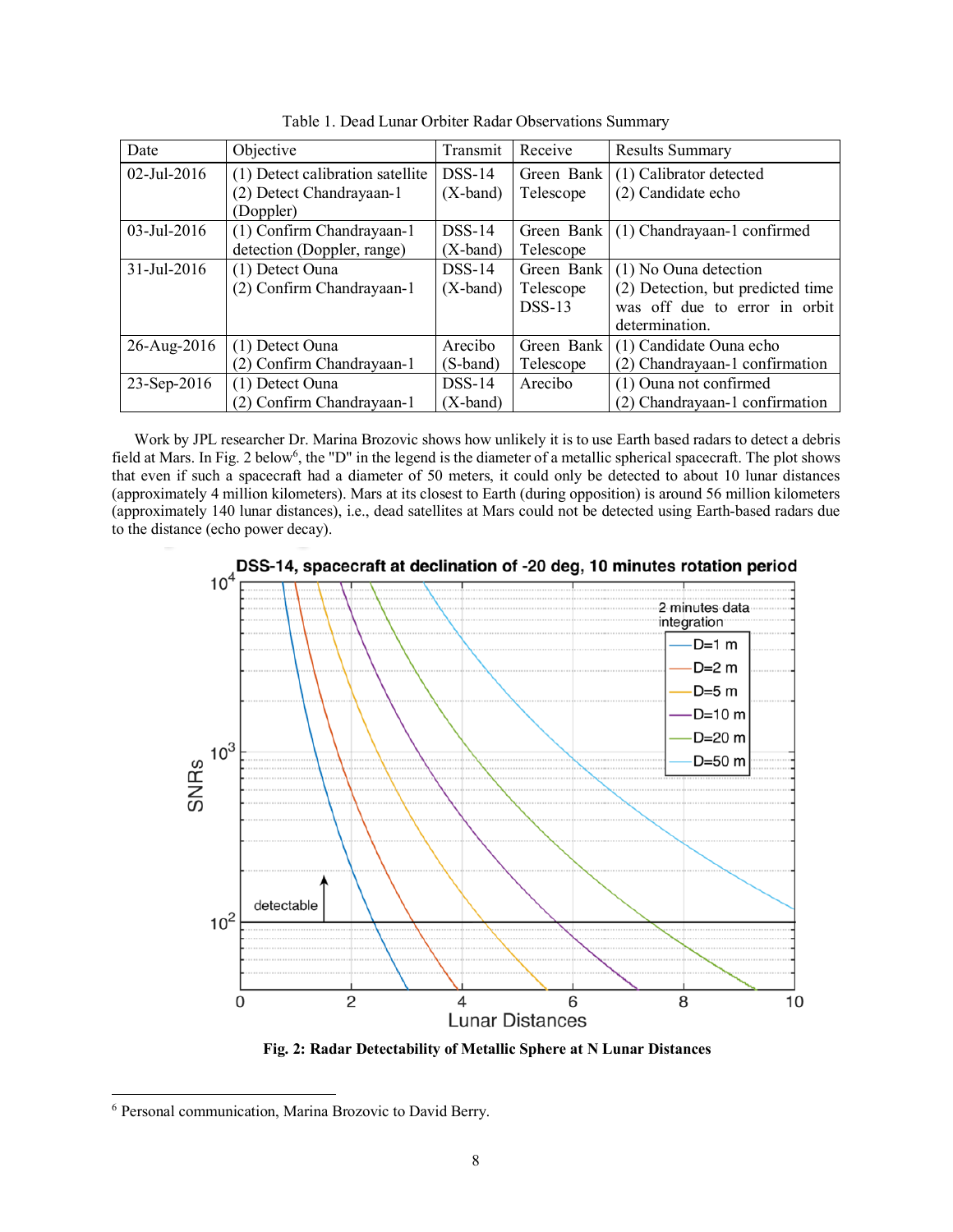Table 1. Dead Lunar Orbiter Radar Observations Summary

| Date | Objective | Transmit | Receive | Results Summary |
|---|---|---|---|---|
| 02-Jul-2016 | (1) Detect calibration satellite (2) Detect Chandrayaan-1 (Doppler) | DSS-14 (X-band) | Green Bank Telescope | (1) Calibrator detected (2) Candidate echo |
| 03-Jul-2016 | (1) Confirm Chandrayaan-1 detection (Doppler, range) | DSS-14 (X-band) | Green Bank Telescope | (1) Chandrayaan-1 confirmed |
| 31-Jul-2016 | (1) Detect Ouna (2) Confirm Chandrayaan-1 | DSS-14 (X-band) | Green Bank Telescope DSS-13 | (1) No Ouna detection (2) Detection, but predicted time was off due to error in orbit determination. |
| 26-Aug-2016 | (1) Detect Ouna (2) Confirm Chandrayaan-1 | Arecibo (S-band) | Green Bank Telescope | (1) Candidate Ouna echo (2) Chandrayaan-1 confirmation |
| 23-Sep-2016 | (1) Detect Ouna (2) Confirm Chandrayaan-1 | DSS-14 (X-band) | Arecibo | (1) Ouna not confirmed (2) Chandrayaan-1 confirmation |

Work by JPL researcher Dr. Marina Brozovic shows how unlikely it is to use Earth based radars to detect a debris field at Mars. In Fig. 2 below[6], the "D" in the legend is the diameter of a metallic spherical spacecraft. The plot shows that even if such a spacecraft had a diameter of 50 meters, it could only be detected to about 10 lunar distances (approximately 4 million kilometers). Mars at its closest to Earth (during opposition) is around 56 million kilometers (approximately 140 lunar distances), i.e., dead satellites at Mars could not be detected using Earth-based radars due to the distance (echo power decay).

Fig. 2: Radar Detectability of Metallic Sphere at N Lunar Distances

[6] Personal communication, Marina Brozovic to David Berry.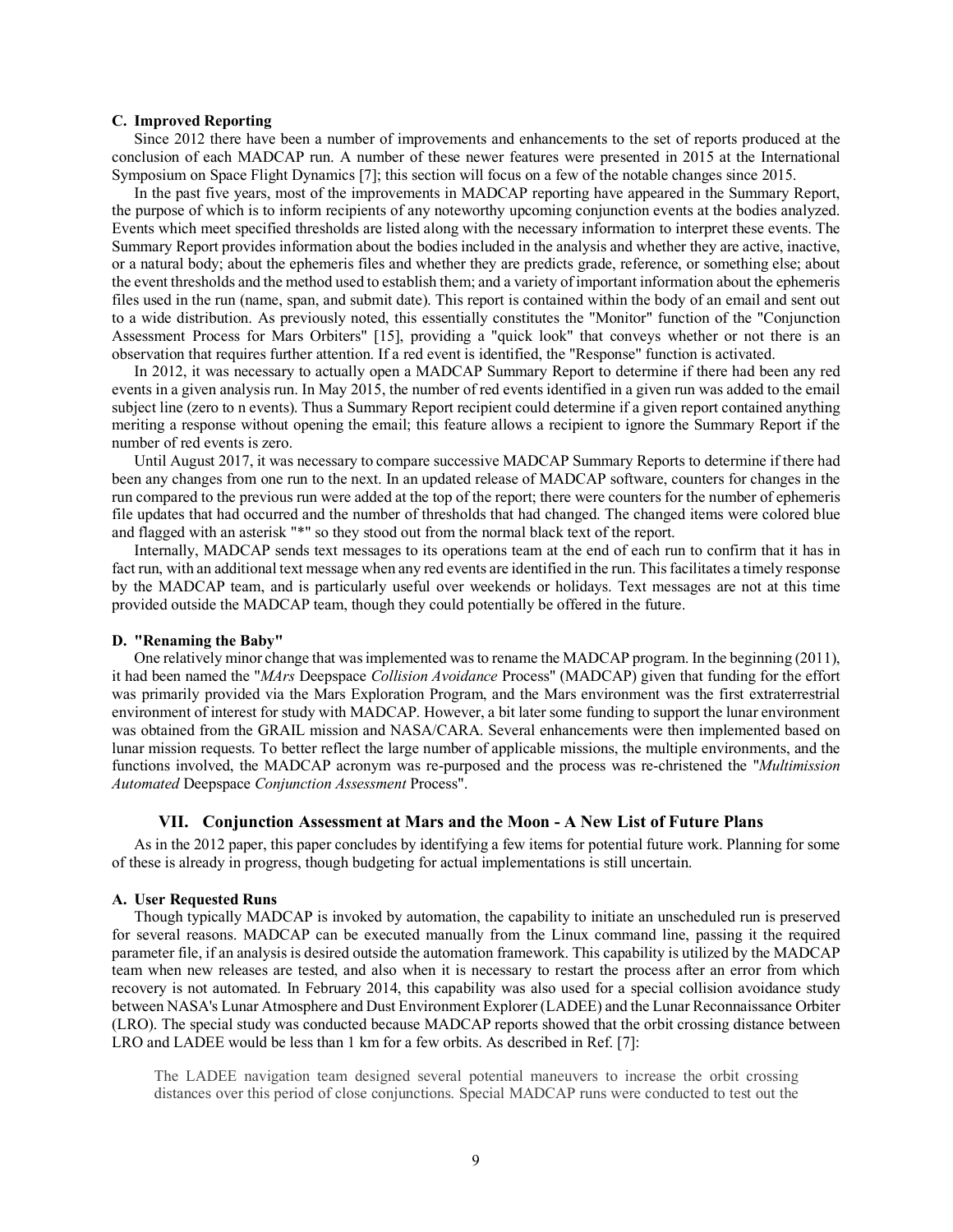### C. Improved Reporting

Since 2012 there have been a number of improvements and enhancements to the set of reports produced at the conclusion of each MADCAP run. A number of these newer features were presented in 2015 at the International Symposium on Space Flight Dynamics [7]; this section will focus on a few of the notable changes since 2015.

In the past five years, most of the improvements in MADCAP reporting have appeared in the Summary Report, the purpose of which is to inform recipients of any noteworthy upcoming conjunction events at the bodies analyzed. Events which meet specified thresholds are listed along with the necessary information to interpret these events. The Summary Report provides information about the bodies included in the analysis and whether they are active, inactive, or a natural body; about the ephemeris files and whether they are predicts grade, reference, or something else; about the event thresholds and the method used to establish them; and a variety of important information about the ephemeris files used in the run (name, span, and submit date). This report is contained within the body of an email and sent out to a wide distribution. As previously noted, this essentially constitutes the "Monitor" function of the "Conjunction Assessment Process for Mars Orbiters" [15], providing a "quick look" that conveys whether or not there is an observation that requires further attention. If a red event is identified, the "Response" function is activated.

In 2012, it was necessary to actually open a MADCAP Summary Report to determine if there had been any red events in a given analysis run. In May 2015, the number of red events identified in a given run was added to the email subject line (zero to n events). Thus a Summary Report recipient could determine if a given report contained anything meriting a response without opening the email; this feature allows a recipient to ignore the Summary Report if the number of red events is zero.

Until August 2017, it was necessary to compare successive MADCAP Summary Reports to determine if there had been any changes from one run to the next. In an updated release of MADCAP software, counters for changes in the run compared to the previous run were added at the top of the report; there were counters for the number of ephemeris file updates that had occurred and the number of thresholds that had changed. The changed items were colored blue and flagged with an asterisk "*" so they stood out from the normal black text of the report.

Internally, MADCAP sends text messages to its operations team at the end of each run to confirm that it has in fact run, with an additional text message when any red events are identified in the run. This facilitates a timely response by the MADCAP team, and is particularly useful over weekends or holidays. Text messages are not at this time provided outside the MADCAP team, though they could potentially be offered in the future.

### D. "Renaming the Baby"

One relatively minor change that was implemented was to rename the MADCAP program. In the beginning (2011), it had been named the "*MArs* Deepspace *Collision Avoidance* Process" (MADCAP) given that funding for the effort was primarily provided via the Mars Exploration Program, and the Mars environment was the first extraterrestrial environment of interest for study with MADCAP. However, a bit later some funding to support the lunar environment was obtained from the GRAIL mission and NASA/CARA. Several enhancements were then implemented based on lunar mission requests. To better reflect the large number of applicable missions, the multiple environments, and the functions involved, the MADCAP acronym was re-purposed and the process was re-christened the "*Multimission Automated* Deepspace *Conjunction Assessment* Process".

## VII. Conjunction Assessment at Mars and the Moon - A New List of Future Plans

As in the 2012 paper, this paper concludes by identifying a few items for potential future work. Planning for some of these is already in progress, though budgeting for actual implementations is still uncertain.

### A. User Requested Runs

Though typically MADCAP is invoked by automation, the capability to initiate an unscheduled run is preserved for several reasons. MADCAP can be executed manually from the Linux command line, passing it the required parameter file, if an analysis is desired outside the automation framework. This capability is utilized by the MADCAP team when new releases are tested, and also when it is necessary to restart the process after an error from which recovery is not automated. In February 2014, this capability was also used for a special collision avoidance study between NASA's Lunar Atmosphere and Dust Environment Explorer (LADEE) and the Lunar Reconnaissance Orbiter (LRO). The special study was conducted because MADCAP reports showed that the orbit crossing distance between LRO and LADEE would be less than 1 km for a few orbits. As described in Ref. [7]:

> The LADEE navigation team designed several potential maneuvers to increase the orbit crossing distances over this period of close conjunctions. Special MADCAP runs were conducted to test out the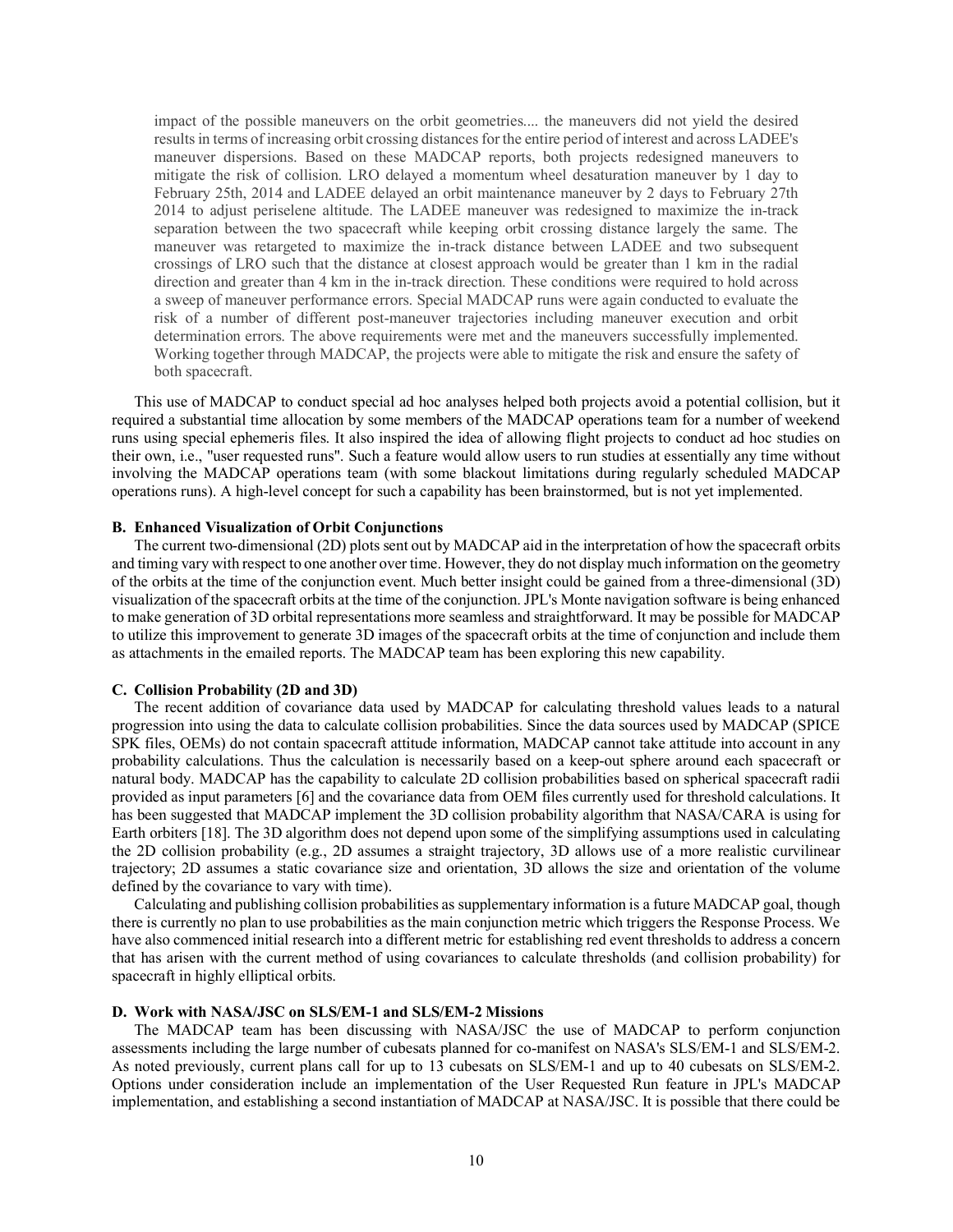> impact of the possible maneuvers on the orbit geometries.... the maneuvers did not yield the desired results in terms of increasing orbit crossing distances for the entire period of interest and across LADEE's maneuver dispersions. Based on these MADCAP reports, both projects redesigned maneuvers to mitigate the risk of collision. LRO delayed a momentum wheel desaturation maneuver by 1 day to February 25th, 2014 and LADEE delayed an orbit maintenance maneuver by 2 days to February 27th 2014 to adjust periselene altitude. The LADEE maneuver was redesigned to maximize the in-track separation between the two spacecraft while keeping orbit crossing distance largely the same. The maneuver was retargeted to maximize the in-track distance between LADEE and two subsequent crossings of LRO such that the distance at closest approach would be greater than 1 km in the radial direction and greater than 4 km in the in-track direction. These conditions were required to hold across a sweep of maneuver performance errors. Special MADCAP runs were again conducted to evaluate the risk of a number of different post-maneuver trajectories including maneuver execution and orbit determination errors. The above requirements were met and the maneuvers successfully implemented. Working together through MADCAP, the projects were able to mitigate the risk and ensure the safety of both spacecraft.

This use of MADCAP to conduct special ad hoc analyses helped both projects avoid a potential collision, but it required a substantial time allocation by some members of the MADCAP operations team for a number of weekend runs using special ephemeris files. It also inspired the idea of allowing flight projects to conduct ad hoc studies on their own, i.e., "user requested runs". Such a feature would allow users to run studies at essentially any time without involving the MADCAP operations team (with some blackout limitations during regularly scheduled MADCAP operations runs). A high-level concept for such a capability has been brainstormed, but is not yet implemented.

### B. Enhanced Visualization of Orbit Conjunctions

The current two-dimensional (2D) plots sent out by MADCAP aid in the interpretation of how the spacecraft orbits and timing vary with respect to one another over time. However, they do not display much information on the geometry of the orbits at the time of the conjunction event. Much better insight could be gained from a three-dimensional (3D) visualization of the spacecraft orbits at the time of the conjunction. JPL's Monte navigation software is being enhanced to make generation of 3D orbital representations more seamless and straightforward. It may be possible for MADCAP to utilize this improvement to generate 3D images of the spacecraft orbits at the time of conjunction and include them as attachments in the emailed reports. The MADCAP team has been exploring this new capability.

### C. Collision Probability (2D and 3D)

The recent addition of covariance data used by MADCAP for calculating threshold values leads to a natural progression into using the data to calculate collision probabilities. Since the data sources used by MADCAP (SPICE SPK files, OEMs) do not contain spacecraft attitude information, MADCAP cannot take attitude into account in any probability calculations. Thus the calculation is necessarily based on a keep-out sphere around each spacecraft or natural body. MADCAP has the capability to calculate 2D collision probabilities based on spherical spacecraft radii provided as input parameters [6] and the covariance data from OEM files currently used for threshold calculations. It has been suggested that MADCAP implement the 3D collision probability algorithm that NASA/CARA is using for Earth orbiters [18]. The 3D algorithm does not depend upon some of the simplifying assumptions used in calculating the 2D collision probability (e.g., 2D assumes a straight trajectory, 3D allows use of a more realistic curvilinear trajectory; 2D assumes a static covariance size and orientation, 3D allows the size and orientation of the volume defined by the covariance to vary with time).

Calculating and publishing collision probabilities as supplementary information is a future MADCAP goal, though there is currently no plan to use probabilities as the main conjunction metric which triggers the Response Process. We have also commenced initial research into a different metric for establishing red event thresholds to address a concern that has arisen with the current method of using covariances to calculate thresholds (and collision probability) for spacecraft in highly elliptical orbits.

### D. Work with NASA/JSC on SLS/EM-1 and SLS/EM-2 Missions

The MADCAP team has been discussing with NASA/JSC the use of MADCAP to perform conjunction assessments including the large number of cubesats planned for co-manifest on NASA's SLS/EM-1 and SLS/EM-2. As noted previously, current plans call for up to 13 cubesats on SLS/EM-1 and up to 40 cubesats on SLS/EM-2. Options under consideration include an implementation of the User Requested Run feature in JPL's MADCAP implementation, and establishing a second instantiation of MADCAP at NASA/JSC. It is possible that there could be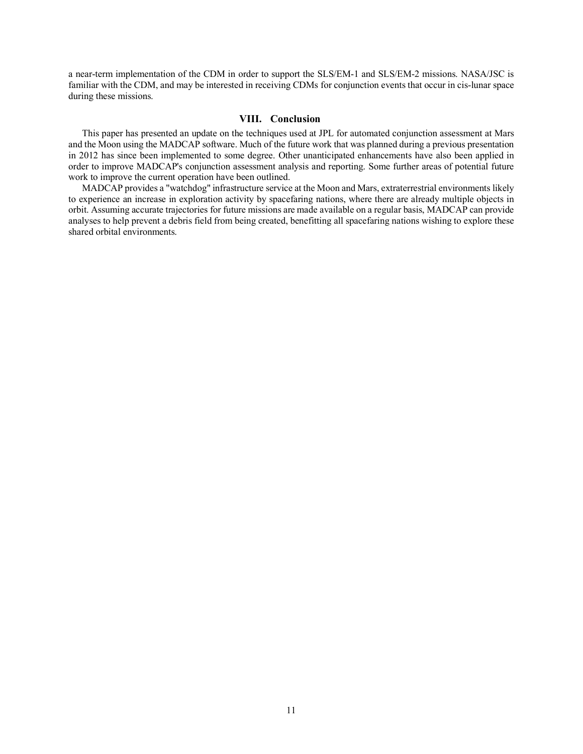a near-term implementation of the CDM in order to support the SLS/EM-1 and SLS/EM-2 missions. NASA/JSC is familiar with the CDM, and may be interested in receiving CDMs for conjunction events that occur in cis-lunar space during these missions.

## VIII. Conclusion

This paper has presented an update on the techniques used at JPL for automated conjunction assessment at Mars and the Moon using the MADCAP software. Much of the future work that was planned during a previous presentation in 2012 has since been implemented to some degree. Other unanticipated enhancements have also been applied in order to improve MADCAP's conjunction assessment analysis and reporting. Some further areas of potential future work to improve the current operation have been outlined.

MADCAP provides a "watchdog" infrastructure service at the Moon and Mars, extraterrestrial environments likely to experience an increase in exploration activity by spacefaring nations, where there are already multiple objects in orbit. Assuming accurate trajectories for future missions are made available on a regular basis, MADCAP can provide analyses to help prevent a debris field from being created, benefitting all spacefaring nations wishing to explore these shared orbital environments.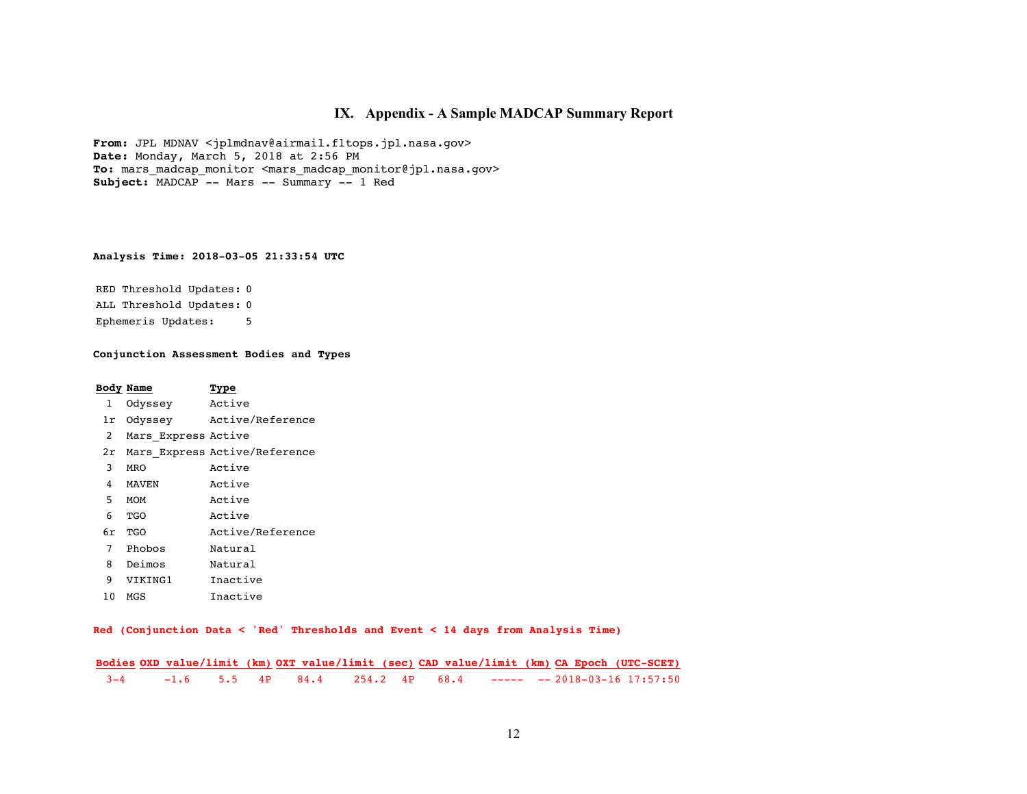# IX. Appendix - A Sample MADCAP Summary Report

**From:** JPL MDNAV <jplmdnav@airmail.fltops.jpl.nasa.gov>
**Date:** Monday, March 5, 2018 at 2:56 PM
**To:** mars_madcap_monitor <mars_madcap_monitor@jpl.nasa.gov>
**Subject:** MADCAP -- Mars -- Summary -- 1 Red

**Analysis Time: 2018-03-05 21:33:54 UTC**

RED Threshold Updates: 0
ALL Threshold Updates: 0
Ephemeris Updates: 5

**Conjunction Assessment Bodies and Types**

| Body | Name | Type |
| --- | --- | --- |
| 1 | Odyssey | Active |
| 1r | Odyssey | Active/Reference |
| 2 | Mars_Express | Active |
| 2r | Mars_Express | Active/Reference |
| 3 | MRO | Active |
| 4 | MAVEN | Active |
| 5 | MOM | Active |
| 6 | TGO | Active |
| 6r | TGO | Active/Reference |
| 7 | Phobos | Natural |
| 8 | Deimos | Natural |
| 9 | VIKING1 | Inactive |
| 10 | MGS | Inactive |

**Red (Conjunction Data < 'Red' Thresholds and Event < 14 days from Analysis Time)**

| Bodies | OXD value/limit (km) | | | OXT value/limit (sec) | | | CAD value/limit (km) | | | CA Epoch (UTC-SCET) |
| --- | --- | --- | --- | --- | --- | --- | --- | --- | --- | --- |
| 3-4 | -1.6 | 5.5 | 4P | 84.4 | 254.2 | 4P | 68.4 | ----- | -- | 2018-03-16 17:57:50 |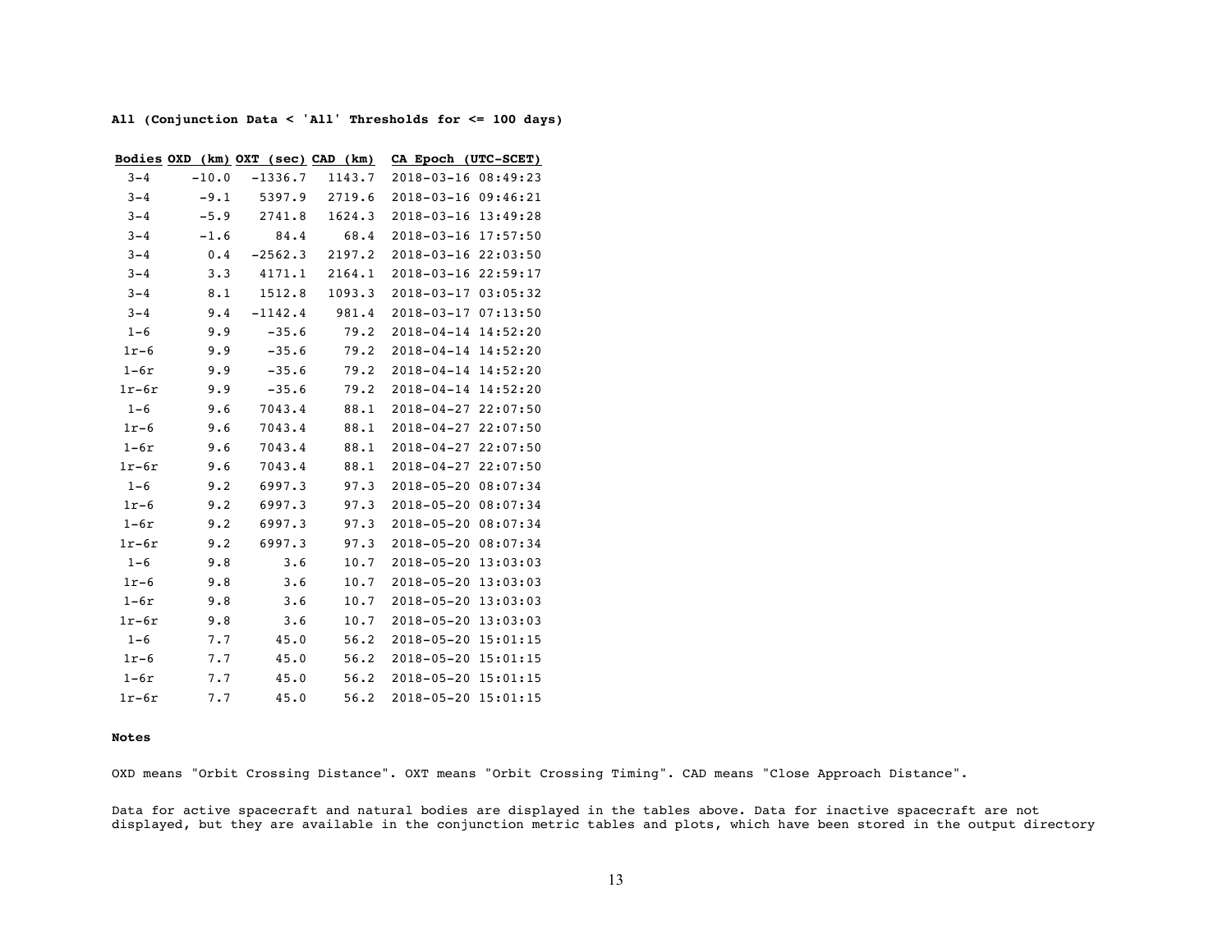**All (Conjunction Data < 'All' Thresholds for <= 100 days)**

| Bodies | OXD (km) | OXT (sec) | CAD (km) | CA Epoch (UTC-SCET) |
|---|---|---|---|---|
| 3–4 | −10.0 | −1336.7 | 1143.7 | 2018-03-16 08:49:23 |
| 3–4 | −9.1 | 5397.9 | 2719.6 | 2018-03-16 09:46:21 |
| 3–4 | −5.9 | 2741.8 | 1624.3 | 2018-03-16 13:49:28 |
| 3–4 | −1.6 | 84.4 | 68.4 | 2018-03-16 17:57:50 |
| 3–4 | 0.4 | −2562.3 | 2197.2 | 2018-03-16 22:03:50 |
| 3–4 | 3.3 | 4171.1 | 2164.1 | 2018-03-16 22:59:17 |
| 3–4 | 8.1 | 1512.8 | 1093.3 | 2018-03-17 03:05:32 |
| 3–4 | 9.4 | −1142.4 | 981.4 | 2018-03-17 07:13:50 |
| 1–6 | 9.9 | −35.6 | 79.2 | 2018-04-14 14:52:20 |
| 1r–6 | 9.9 | −35.6 | 79.2 | 2018-04-14 14:52:20 |
| 1–6r | 9.9 | −35.6 | 79.2 | 2018-04-14 14:52:20 |
| 1r–6r | 9.9 | −35.6 | 79.2 | 2018-04-14 14:52:20 |
| 1–6 | 9.6 | 7043.4 | 88.1 | 2018-04-27 22:07:50 |
| 1r–6 | 9.6 | 7043.4 | 88.1 | 2018-04-27 22:07:50 |
| 1–6r | 9.6 | 7043.4 | 88.1 | 2018-04-27 22:07:50 |
| 1r–6r | 9.6 | 7043.4 | 88.1 | 2018-04-27 22:07:50 |
| 1–6 | 9.2 | 6997.3 | 97.3 | 2018-05-20 08:07:34 |
| 1r–6 | 9.2 | 6997.3 | 97.3 | 2018-05-20 08:07:34 |
| 1–6r | 9.2 | 6997.3 | 97.3 | 2018-05-20 08:07:34 |
| 1r–6r | 9.2 | 6997.3 | 97.3 | 2018-05-20 08:07:34 |
| 1–6 | 9.8 | 3.6 | 10.7 | 2018-05-20 13:03:03 |
| 1r–6 | 9.8 | 3.6 | 10.7 | 2018-05-20 13:03:03 |
| 1–6r | 9.8 | 3.6 | 10.7 | 2018-05-20 13:03:03 |
| 1r–6r | 9.8 | 3.6 | 10.7 | 2018-05-20 13:03:03 |
| 1–6 | 7.7 | 45.0 | 56.2 | 2018-05-20 15:01:15 |
| 1r–6 | 7.7 | 45.0 | 56.2 | 2018-05-20 15:01:15 |
| 1–6r | 7.7 | 45.0 | 56.2 | 2018-05-20 15:01:15 |
| 1r–6r | 7.7 | 45.0 | 56.2 | 2018-05-20 15:01:15 |

**Notes**

OXD means "Orbit Crossing Distance". OXT means "Orbit Crossing Timing". CAD means "Close Approach Distance".

Data for active spacecraft and natural bodies are displayed in the tables above. Data for inactive spacecraft are not displayed, but they are available in the conjunction metric tables and plots, which have been stored in the output directory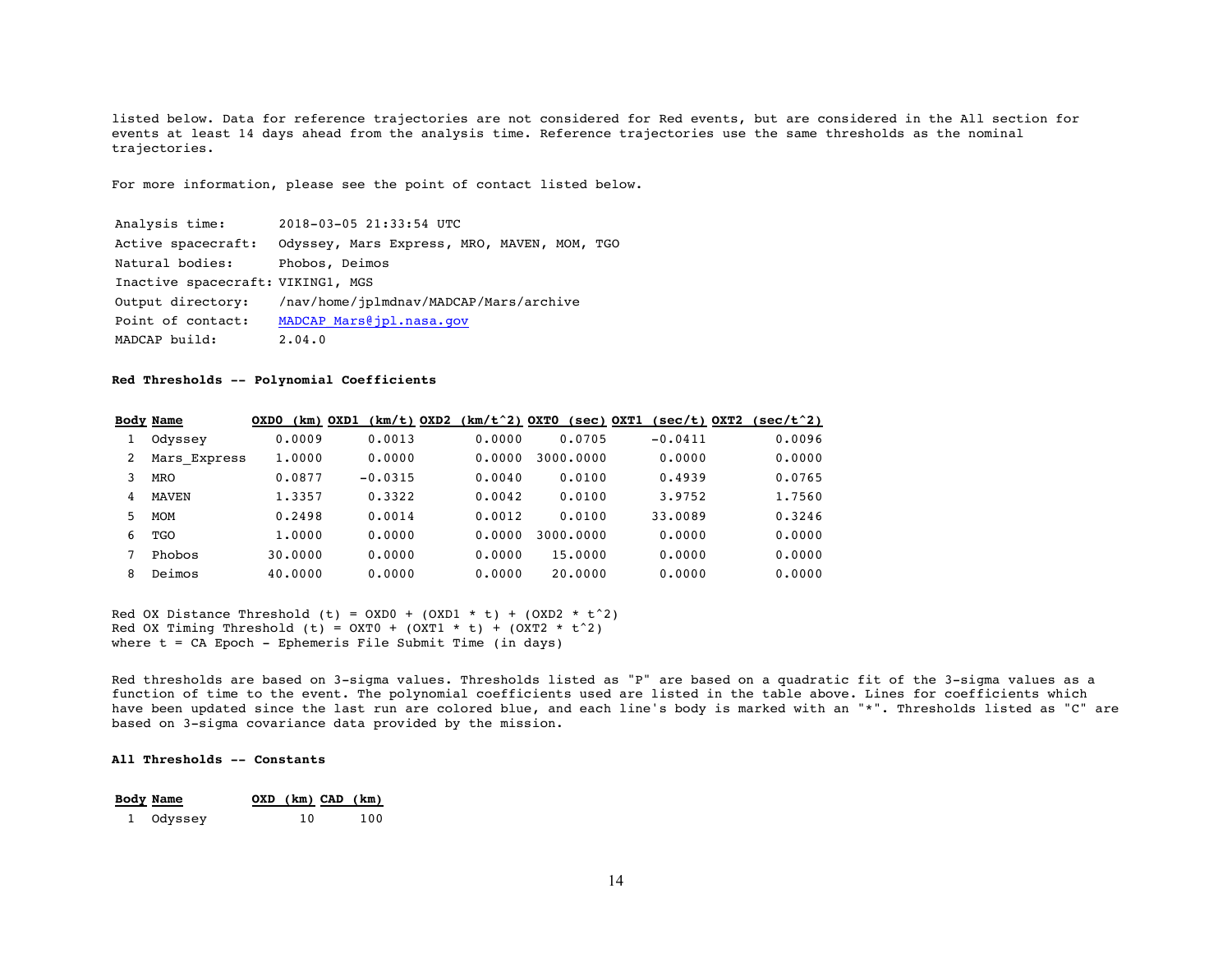listed below. Data for reference trajectories are not considered for Red events, but are considered in the All section for events at least 14 days ahead from the analysis time. Reference trajectories use the same thresholds as the nominal trajectories.

For more information, please see the point of contact listed below.

| | |
|---|---|
| Analysis time: | 2018-03-05 21:33:54 UTC |
| Active spacecraft: | Odyssey, Mars Express, MRO, MAVEN, MOM, TGO |
| Natural bodies: | Phobos, Deimos |
| Inactive spacecraft: | VIKING1, MGS |
| Output directory: | /nav/home/jplmdnav/MADCAP/Mars/archive |
| Point of contact: | MADCAP_Mars@jpl.nasa.gov |
| MADCAP build: | 2.04.0 |

**Red Thresholds -- Polynomial Coefficients**

| Body | Name | OXD0 (km) | OXD1 (km/t) | OXD2 (km/t^2) | OXT0 (sec) | OXT1 (sec/t) | OXT2 (sec/t^2) |
|---|---|---|---|---|---|---|---|
| 1 | Odyssey | 0.0009 | 0.0013 | 0.0000 | 0.0705 | -0.0411 | 0.0096 |
| 2 | Mars_Express | 1.0000 | 0.0000 | 0.0000 | 3000.0000 | 0.0000 | 0.0000 |
| 3 | MRO | 0.0877 | -0.0315 | 0.0040 | 0.0100 | 0.4939 | 0.0765 |
| 4 | MAVEN | 1.3357 | 0.3322 | 0.0042 | 0.0100 | 3.9752 | 1.7560 |
| 5 | MOM | 0.2498 | 0.0014 | 0.0012 | 0.0100 | 33.0089 | 0.3246 |
| 6 | TGO | 1.0000 | 0.0000 | 0.0000 | 3000.0000 | 0.0000 | 0.0000 |
| 7 | Phobos | 30.0000 | 0.0000 | 0.0000 | 15.0000 | 0.0000 | 0.0000 |
| 8 | Deimos | 40.0000 | 0.0000 | 0.0000 | 20.0000 | 0.0000 | 0.0000 |

Red OX Distance Threshold (t) = OXD0 + (OXD1 * t) + (OXD2 * t^2)
Red OX Timing Threshold (t) = OXT0 + (OXT1 * t) + (OXT2 * t^2)
where t = CA Epoch - Ephemeris File Submit Time (in days)

Red thresholds are based on 3-sigma values. Thresholds listed as "P" are based on a quadratic fit of the 3-sigma values as a function of time to the event. The polynomial coefficients used are listed in the table above. Lines for coefficients which have been updated since the last run are colored blue, and each line's body is marked with an "*". Thresholds listed as "C" are based on 3-sigma covariance data provided by the mission.

**All Thresholds -- Constants**

| Body | Name | OXD (km) | CAD (km) |
|---|---|---|---|
| 1 | Odyssey | 10 | 100 |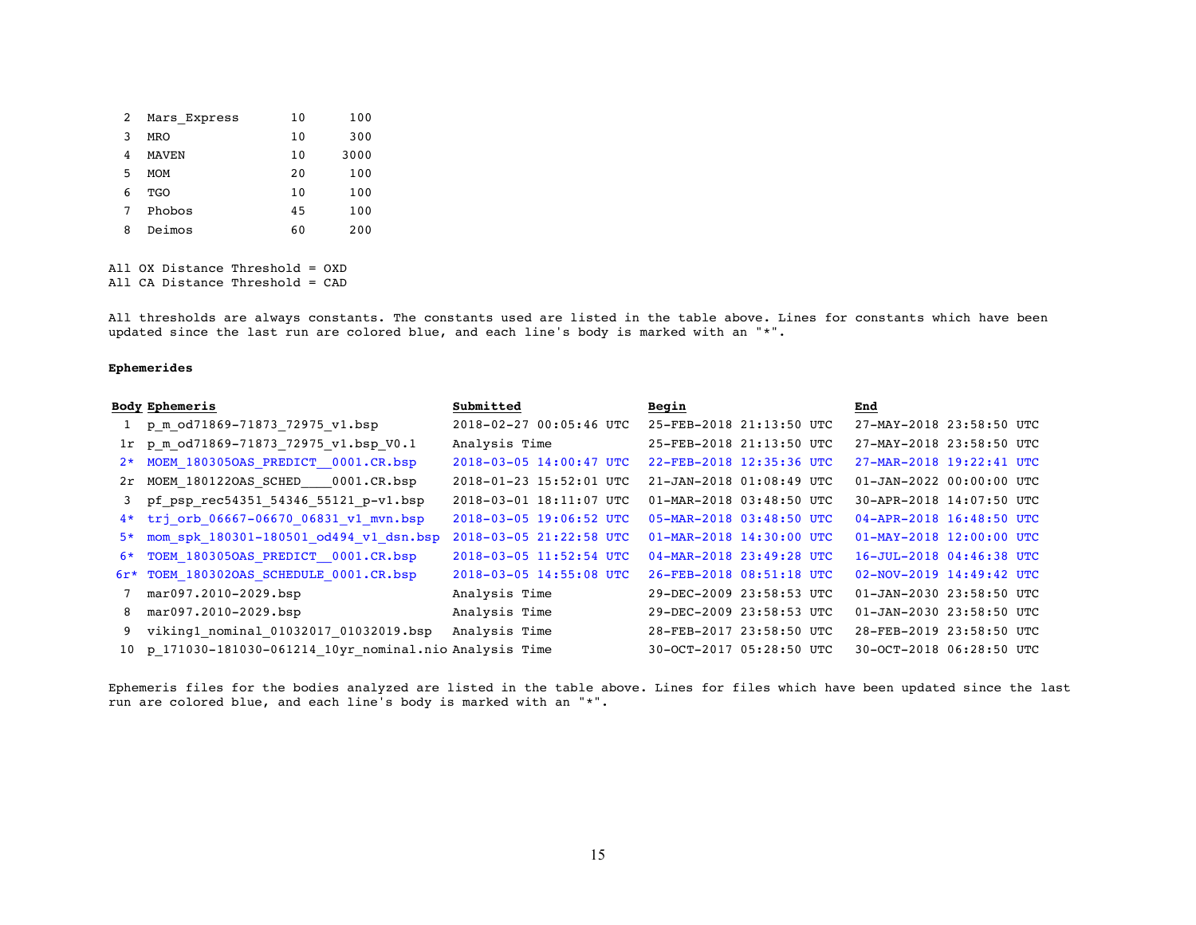| | | | |
|---|---|---|---|
| 2 | Mars_Express | 10 | 100 |
| 3 | MRO | 10 | 300 |
| 4 | MAVEN | 10 | 3000 |
| 5 | MOM | 20 | 100 |
| 6 | TGO | 10 | 100 |
| 7 | Phobos | 45 | 100 |
| 8 | Deimos | 60 | 200 |

All OX Distance Threshold = OXD
All CA Distance Threshold = CAD

All thresholds are always constants. The constants used are listed in the table above. Lines for constants which have been updated since the last run are colored blue, and each line's body is marked with an "*".

**Ephemerides**

| Body | Ephemeris | Submitted | Begin | End |
|---|---|---|---|---|
| 1 | p_m_od71869-71873_72975_v1.bsp | 2018-02-27 00:05:46 UTC | 25-FEB-2018 21:13:50 UTC | 27-MAY-2018 23:58:50 UTC |
| 1r | p_m_od71869-71873_72975_v1.bsp_V0.1 | Analysis Time | 25-FEB-2018 21:13:50 UTC | 27-MAY-2018 23:58:50 UTC |
| 2* | MOEM_180305OAS_PREDICT__0001.CR.bsp | 2018-03-05 14:00:47 UTC | 22-FEB-2018 12:35:36 UTC | 27-MAR-2018 19:22:41 UTC |
| 2r | MOEM_180122OAS_SCHED____0001.CR.bsp | 2018-01-23 15:52:01 UTC | 21-JAN-2018 01:08:49 UTC | 01-JAN-2022 00:00:00 UTC |
| 3 | pf_psp_rec54351_54346_55121_p-v1.bsp | 2018-03-01 18:11:07 UTC | 01-MAR-2018 03:48:50 UTC | 30-APR-2018 14:07:50 UTC |
| 4* | trj_orb_06667-06670_06831_v1_mvn.bsp | 2018-03-05 19:06:52 UTC | 05-MAR-2018 03:48:50 UTC | 04-APR-2018 16:48:50 UTC |
| 5* | mom_spk_180301-180501_od494_v1_dsn.bsp | 2018-03-05 21:22:58 UTC | 01-MAR-2018 14:30:00 UTC | 01-MAY-2018 12:00:00 UTC |
| 6* | TOEM_180305OAS_PREDICT__0001.CR.bsp | 2018-03-05 11:52:54 UTC | 04-MAR-2018 23:49:28 UTC | 16-JUL-2018 04:46:38 UTC |
| 6r* | TOEM_180302OAS_SCHEDULE_0001.CR.bsp | 2018-03-05 14:55:08 UTC | 26-FEB-2018 08:51:18 UTC | 02-NOV-2019 14:49:42 UTC |
| 7 | mar097.2010-2029.bsp | Analysis Time | 29-DEC-2009 23:58:53 UTC | 01-JAN-2030 23:58:50 UTC |
| 8 | mar097.2010-2029.bsp | Analysis Time | 29-DEC-2009 23:58:53 UTC | 01-JAN-2030 23:58:50 UTC |
| 9 | viking1_nominal_01032017_01032019.bsp | Analysis Time | 28-FEB-2017 23:58:50 UTC | 28-FEB-2019 23:58:50 UTC |
| 10 | p_171030-181030-061214_10yr_nominal.nio | Analysis Time | 30-OCT-2017 05:28:50 UTC | 30-OCT-2018 06:28:50 UTC |

Ephemeris files for the bodies analyzed are listed in the table above. Lines for files which have been updated since the last run are colored blue, and each line's body is marked with an "*".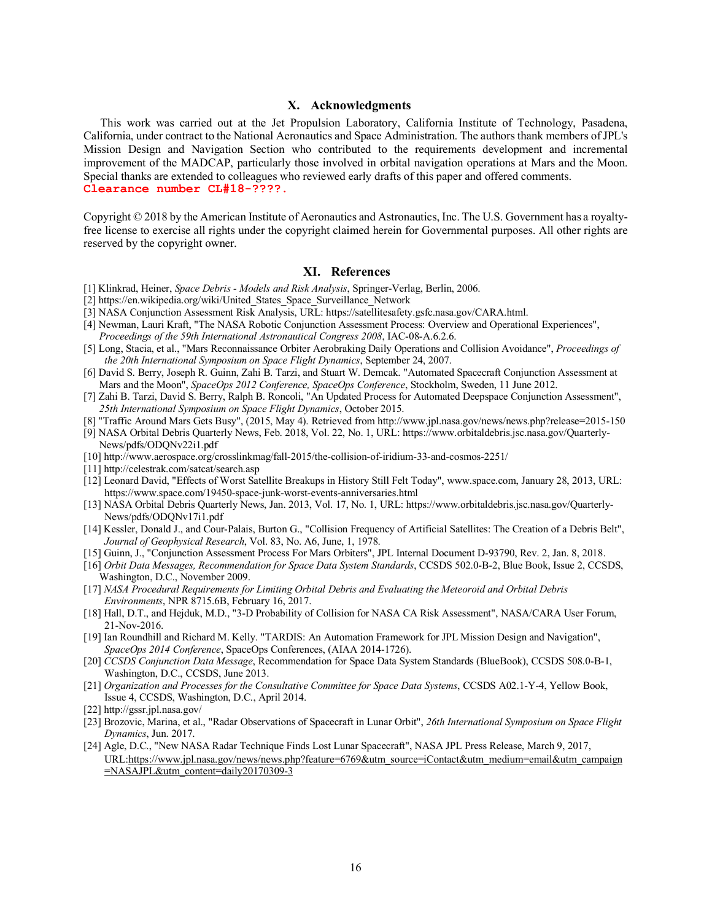## X. Acknowledgments

This work was carried out at the Jet Propulsion Laboratory, California Institute of Technology, Pasadena, California, under contract to the National Aeronautics and Space Administration. The authors thank members of JPL's Mission Design and Navigation Section who contributed to the requirements development and incremental improvement of the MADCAP, particularly those involved in orbital navigation operations at Mars and the Moon. Special thanks are extended to colleagues who reviewed early drafts of this paper and offered comments.
**Clearance number CL#18-????.**

Copyright © 2018 by the American Institute of Aeronautics and Astronautics, Inc. The U.S. Government has a royalty-free license to exercise all rights under the copyright claimed herein for Governmental purposes. All other rights are reserved by the copyright owner.

## XI. References

[1] Klinkrad, Heiner, *Space Debris - Models and Risk Analysis*, Springer-Verlag, Berlin, 2006.
[2] https://en.wikipedia.org/wiki/United_States_Space_Surveillance_Network
[3] NASA Conjunction Assessment Risk Analysis, URL: https://satellitesafety.gsfc.nasa.gov/CARA.html.
[4] Newman, Lauri Kraft, "The NASA Robotic Conjunction Assessment Process: Overview and Operational Experiences", *Proceedings of the 59th International Astronautical Congress 2008*, IAC-08-A.6.2.6.
[5] Long, Stacia, et al., "Mars Reconnaissance Orbiter Aerobraking Daily Operations and Collision Avoidance", *Proceedings of the 20th International Symposium on Space Flight Dynamics*, September 24, 2007.
[6] David S. Berry, Joseph R. Guinn, Zahi B. Tarzi, and Stuart W. Demcak. "Automated Spacecraft Conjunction Assessment at Mars and the Moon", *SpaceOps 2012 Conference, SpaceOps Conference*, Stockholm, Sweden, 11 June 2012.
[7] Zahi B. Tarzi, David S. Berry, Ralph B. Roncoli, "An Updated Process for Automated Deepspace Conjunction Assessment", *25th International Symposium on Space Flight Dynamics*, October 2015.
[8] "Traffic Around Mars Gets Busy", (2015, May 4). Retrieved from http://www.jpl.nasa.gov/news/news.php?release=2015-150
[9] NASA Orbital Debris Quarterly News, Feb. 2018, Vol. 22, No. 1, URL: https://www.orbitaldebris.jsc.nasa.gov/Quarterly-News/pdfs/ODQNv22i1.pdf
[10] http://www.aerospace.org/crosslinkmag/fall-2015/the-collision-of-iridium-33-and-cosmos-2251/
[11] http://celestrak.com/satcat/search.asp
[12] Leonard David, "Effects of Worst Satellite Breakups in History Still Felt Today", www.space.com, January 28, 2013, URL: https://www.space.com/19450-space-junk-worst-events-anniversaries.html
[13] NASA Orbital Debris Quarterly News, Jan. 2013, Vol. 17, No. 1, URL: https://www.orbitaldebris.jsc.nasa.gov/Quarterly-News/pdfs/ODQNv17i1.pdf
[14] Kessler, Donald J., and Cour-Palais, Burton G., "Collision Frequency of Artificial Satellites: The Creation of a Debris Belt", *Journal of Geophysical Research*, Vol. 83, No. A6, June, 1, 1978.
[15] Guinn, J., "Conjunction Assessment Process For Mars Orbiters", JPL Internal Document D-93790, Rev. 2, Jan. 8, 2018.
[16] *Orbit Data Messages, Recommendation for Space Data System Standards*, CCSDS 502.0-B-2, Blue Book, Issue 2, CCSDS, Washington, D.C., November 2009.
[17] *NASA Procedural Requirements for Limiting Orbital Debris and Evaluating the Meteoroid and Orbital Debris Environments*, NPR 8715.6B, February 16, 2017.
[18] Hall, D.T., and Hejduk, M.D., "3-D Probability of Collision for NASA CA Risk Assessment", NASA/CARA User Forum, 21-Nov-2016.
[19] Ian Roundhill and Richard M. Kelly. "TARDIS: An Automation Framework for JPL Mission Design and Navigation", *SpaceOps 2014 Conference*, SpaceOps Conferences, (AIAA 2014-1726).
[20] *CCSDS Conjunction Data Message*, Recommendation for Space Data System Standards (BlueBook), CCSDS 508.0-B-1, Washington, D.C., CCSDS, June 2013.
[21] *Organization and Processes for the Consultative Committee for Space Data Systems*, CCSDS A02.1-Y-4, Yellow Book, Issue 4, CCSDS, Washington, D.C., April 2014.
[22] http://gssr.jpl.nasa.gov/
[23] Brozovic, Marina, et al., "Radar Observations of Spacecraft in Lunar Orbit", *26th International Symposium on Space Flight Dynamics*, Jun. 2017.
[24] Agle, D.C., "New NASA Radar Technique Finds Lost Lunar Spacecraft", NASA JPL Press Release, March 9, 2017, URL:https://www.jpl.nasa.gov/news/news.php?feature=6769&utm_source=iContact&utm_medium=email&utm_campaign=NASAJPL&utm_content=daily20170309-3